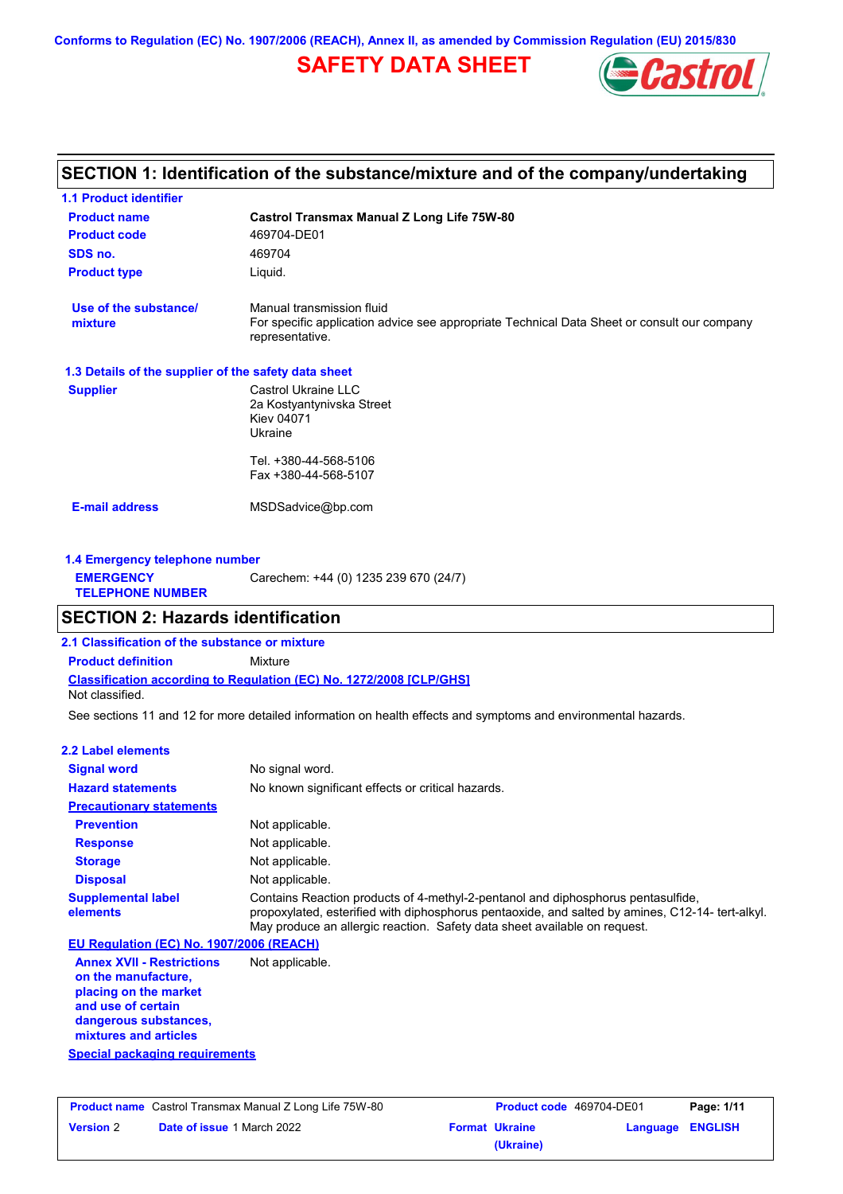Conforms to Regulation (EC) No. 1907/2006 (REACH), Annex II, as amended by Commission Regulation (EU) 2015/830

# SAFETY DATA SHEET

## SECTION 1: Identification of the substance/mixture and of the company/undertaking

### 1.1 Product identifier

| | |
|---|---|
| **Product name** | **Castrol Transmax Manual Z Long Life 75W-80** |
| **Product code** | 469704-DE01 |
| **SDS no.** | 469704 |
| **Product type** | Liquid. |
| **Use of the substance/ mixture** | Manual transmission fluid<br>For specific application advice see appropriate Technical Data Sheet or consult our company representative. |

### 1.3 Details of the supplier of the safety data sheet

**Supplier**

Castrol Ukraine LLC
2a Kostyantynivska Street
Kiev 04071
Ukraine

Tel. +380-44-568-5106
Fax +380-44-568-5107

**E-mail address** MSDSadvice@bp.com

### 1.4 Emergency telephone number

**EMERGENCY TELEPHONE NUMBER** Carechem: +44 (0) 1235 239 670 (24/7)

## SECTION 2: Hazards identification

### 2.1 Classification of the substance or mixture

**Product definition** Mixture

**Classification according to Regulation (EC) No. 1272/2008 [CLP/GHS]**

Not classified.

See sections 11 and 12 for more detailed information on health effects and symptoms and environmental hazards.

### 2.2 Label elements

| | |
|---|---|
| **Signal word** | No signal word. |
| **Hazard statements** | No known significant effects or critical hazards. |
| **Precautionary statements** | |
| **Prevention** | Not applicable. |
| **Response** | Not applicable. |
| **Storage** | Not applicable. |
| **Disposal** | Not applicable. |
| **Supplemental label elements** | Contains Reaction products of 4-methyl-2-pentanol and diphosphorus pentasulfide, propoxylated, esterified with diphosphorus pentaoxide, and salted by amines, C12-14- tert-alkyl. May produce an allergic reaction. Safety data sheet available on request. |

**EU Regulation (EC) No. 1907/2006 (REACH)**

| | |
|---|---|
| **Annex XVII - Restrictions on the manufacture, placing on the market and use of certain dangerous substances, mixtures and articles** | Not applicable. |

**Special packaging requirements**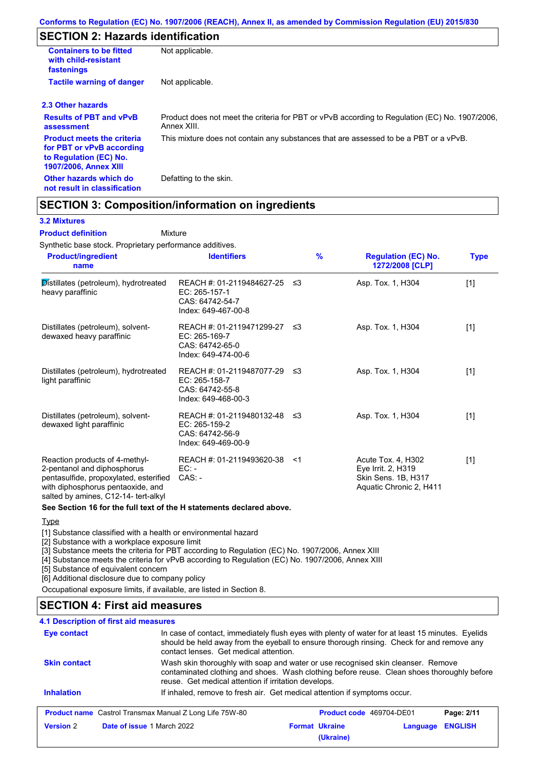## SECTION 2: Hazards identification

| | |
|---|---|
| **Containers to be fitted with child-resistant fastenings** | Not applicable. |
| **Tactile warning of danger** | Not applicable. |

### 2.3 Other hazards

| | |
|---|---|
| **Results of PBT and vPvB assessment** | Product does not meet the criteria for PBT or vPvB according to Regulation (EC) No. 1907/2006, Annex XIII. |
| **Product meets the criteria for PBT or vPvB according to Regulation (EC) No. 1907/2006, Annex XIII** | This mixture does not contain any substances that are assessed to be a PBT or a vPvB. |
| **Other hazards which do not result in classification** | Defatting to the skin. |

## SECTION 3: Composition/information on ingredients

### 3.2 Mixtures

**Product definition** Mixture

Synthetic base stock. Proprietary performance additives.

| Product/ingredient name | Identifiers | % | Regulation (EC) No. 1272/2008 [CLP] | Type |
|---|---|---|---|---|
| Distillates (petroleum), hydrotreated heavy paraffinic | REACH #: 01-2119484627-25<br>EC: 265-157-1<br>CAS: 64742-54-7<br>Index: 649-467-00-8 | ≤3 | Asp. Tox. 1, H304 | [1] |
| Distillates (petroleum), solvent-dewaxed heavy paraffinic | REACH #: 01-2119471299-27<br>EC: 265-169-7<br>CAS: 64742-65-0<br>Index: 649-474-00-6 | ≤3 | Asp. Tox. 1, H304 | [1] |
| Distillates (petroleum), hydrotreated light paraffinic | REACH #: 01-2119487077-29<br>EC: 265-158-7<br>CAS: 64742-55-8<br>Index: 649-468-00-3 | ≤3 | Asp. Tox. 1, H304 | [1] |
| Distillates (petroleum), solvent-dewaxed light paraffinic | REACH #: 01-2119480132-48<br>EC: 265-159-2<br>CAS: 64742-56-9<br>Index: 649-469-00-9 | ≤3 | Asp. Tox. 1, H304 | [1] |
| Reaction products of 4-methyl-2-pentanol and diphosphorus pentasulfide, propoxylated, esterified with diphosphorus pentaoxide, and salted by amines, C12-14- tert-alkyl | REACH #: 01-2119493620-38<br>EC: -<br>CAS: - | <1 | Acute Tox. 4, H302<br>Eye Irrit. 2, H319<br>Skin Sens. 1B, H317<br>Aquatic Chronic 2, H411 | [1] |

**See Section 16 for the full text of the H statements declared above.**

Type

[1] Substance classified with a health or environmental hazard
[2] Substance with a workplace exposure limit
[3] Substance meets the criteria for PBT according to Regulation (EC) No. 1907/2006, Annex XIII
[4] Substance meets the criteria for vPvB according to Regulation (EC) No. 1907/2006, Annex XIII
[5] Substance of equivalent concern
[6] Additional disclosure due to company policy

Occupational exposure limits, if available, are listed in Section 8.

## SECTION 4: First aid measures

### 4.1 Description of first aid measures

| | |
|---|---|
| **Eye contact** | In case of contact, immediately flush eyes with plenty of water for at least 15 minutes. Eyelids should be held away from the eyeball to ensure thorough rinsing. Check for and remove any contact lenses. Get medical attention. |
| **Skin contact** | Wash skin thoroughly with soap and water or use recognised skin cleanser. Remove contaminated clothing and shoes. Wash clothing before reuse. Clean shoes thoroughly before reuse. Get medical attention if irritation develops. |
| **Inhalation** | If inhaled, remove to fresh air. Get medical attention if symptoms occur. |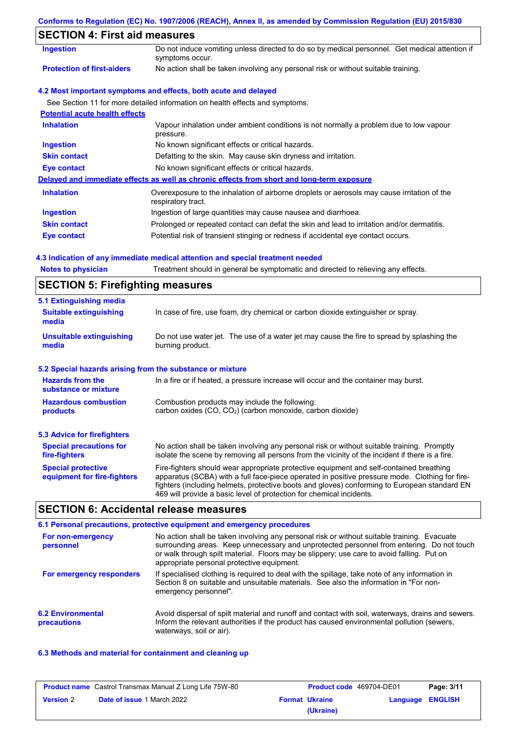## SECTION 4: First aid measures

| | |
|---|---|
| **Ingestion** | Do not induce vomiting unless directed to do so by medical personnel. Get medical attention if symptoms occur. |
| **Protection of first-aiders** | No action shall be taken involving any personal risk or without suitable training. |

### 4.2 Most important symptoms and effects, both acute and delayed

See Section 11 for more detailed information on health effects and symptoms.

**Potential acute health effects**

| | |
|---|---|
| **Inhalation** | Vapour inhalation under ambient conditions is not normally a problem due to low vapour pressure. |
| **Ingestion** | No known significant effects or critical hazards. |
| **Skin contact** | Defatting to the skin. May cause skin dryness and irritation. |
| **Eye contact** | No known significant effects or critical hazards. |

**Delayed and immediate effects as well as chronic effects from short and long-term exposure**

| | |
|---|---|
| **Inhalation** | Overexposure to the inhalation of airborne droplets or aerosols may cause irritation of the respiratory tract. |
| **Ingestion** | Ingestion of large quantities may cause nausea and diarrhoea. |
| **Skin contact** | Prolonged or repeated contact can defat the skin and lead to irritation and/or dermatitis. |
| **Eye contact** | Potential risk of transient stinging or redness if accidental eye contact occurs. |

### 4.3 Indication of any immediate medical attention and special treatment needed

| | |
|---|---|
| **Notes to physician** | Treatment should in general be symptomatic and directed to relieving any effects. |

## SECTION 5: Firefighting measures

### 5.1 Extinguishing media

| | |
|---|---|
| **Suitable extinguishing media** | In case of fire, use foam, dry chemical or carbon dioxide extinguisher or spray. |
| **Unsuitable extinguishing media** | Do not use water jet. The use of a water jet may cause the fire to spread by splashing the burning product. |

### 5.2 Special hazards arising from the substance or mixture

| | |
|---|---|
| **Hazards from the substance or mixture** | In a fire or if heated, a pressure increase will occur and the container may burst. |
| **Hazardous combustion products** | Combustion products may include the following: carbon oxides (CO, $CO_2$) (carbon monoxide, carbon dioxide) |

### 5.3 Advice for firefighters

| | |
|---|---|
| **Special precautions for fire-fighters** | No action shall be taken involving any personal risk or without suitable training. Promptly isolate the scene by removing all persons from the vicinity of the incident if there is a fire. |
| **Special protective equipment for fire-fighters** | Fire-fighters should wear appropriate protective equipment and self-contained breathing apparatus (SCBA) with a full face-piece operated in positive pressure mode. Clothing for fire-fighters (including helmets, protective boots and gloves) conforming to European standard EN 469 will provide a basic level of protection for chemical incidents. |

## SECTION 6: Accidental release measures

### 6.1 Personal precautions, protective equipment and emergency procedures

| | |
|---|---|
| **For non-emergency personnel** | No action shall be taken involving any personal risk or without suitable training. Evacuate surrounding areas. Keep unnecessary and unprotected personnel from entering. Do not touch or walk through spilt material. Floors may be slippery; use care to avoid falling. Put on appropriate personal protective equipment. |
| **For emergency responders** | If specialised clothing is required to deal with the spillage, take note of any information in Section 8 on suitable and unsuitable materials. See also the information in "For non-emergency personnel". |

| | |
|---|---|
| **6.2 Environmental precautions** | Avoid dispersal of spilt material and runoff and contact with soil, waterways, drains and sewers. Inform the relevant authorities if the product has caused environmental pollution (sewers, waterways, soil or air). |

### 6.3 Methods and material for containment and cleaning up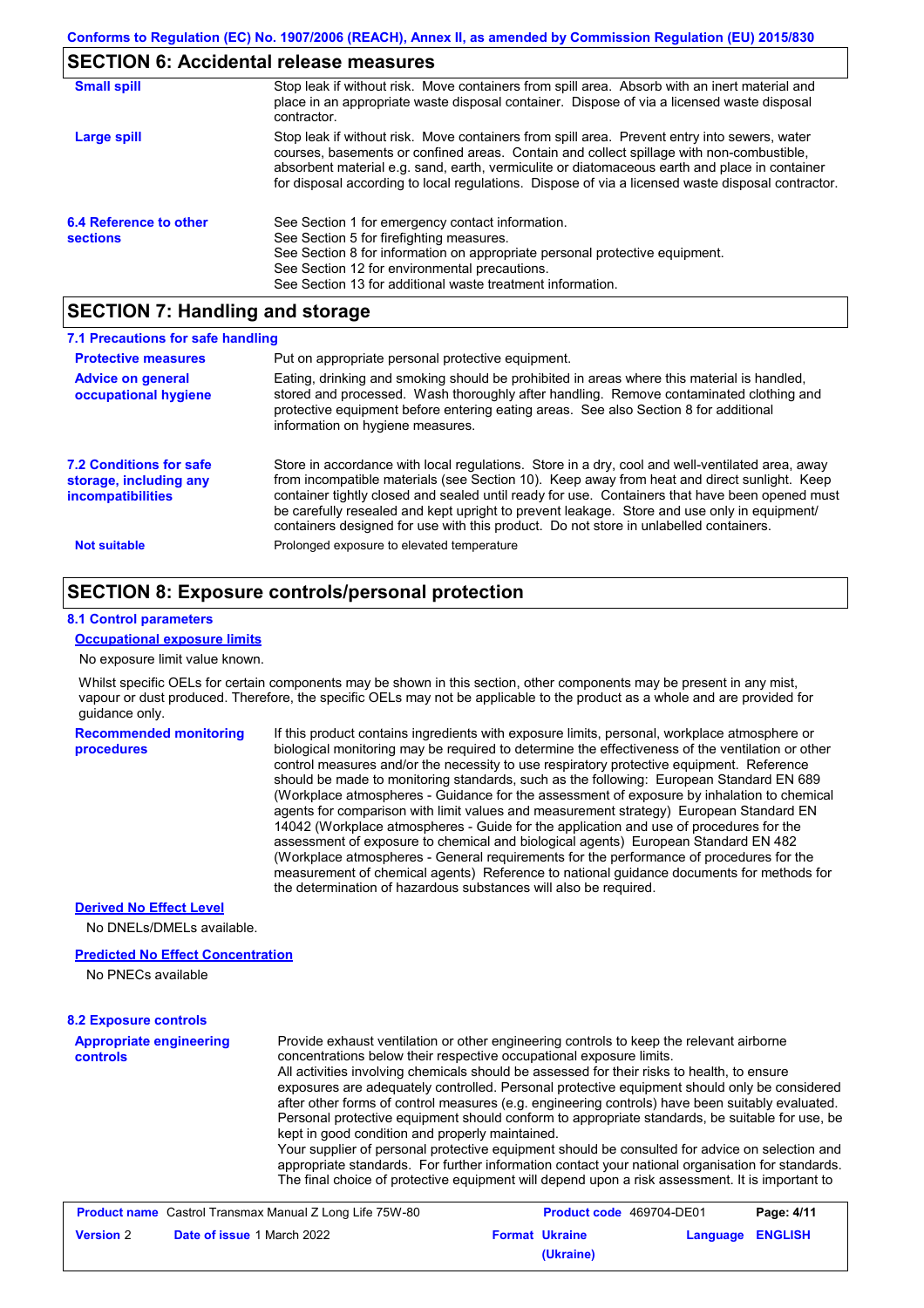## SECTION 6: Accidental release measures

**Small spill**

Stop leak if without risk. Move containers from spill area. Absorb with an inert material and place in an appropriate waste disposal container. Dispose of via a licensed waste disposal contractor.

**Large spill**

Stop leak if without risk. Move containers from spill area. Prevent entry into sewers, water courses, basements or confined areas. Contain and collect spillage with non-combustible, absorbent material e.g. sand, earth, vermiculite or diatomaceous earth and place in container for disposal according to local regulations. Dispose of via a licensed waste disposal contractor.

**6.4 Reference to other sections**

See Section 1 for emergency contact information.
See Section 5 for firefighting measures.
See Section 8 for information on appropriate personal protective equipment.
See Section 12 for environmental precautions.
See Section 13 for additional waste treatment information.

## SECTION 7: Handling and storage

### 7.1 Precautions for safe handling

**Protective measures**

Put on appropriate personal protective equipment.

**Advice on general occupational hygiene**

Eating, drinking and smoking should be prohibited in areas where this material is handled, stored and processed. Wash thoroughly after handling. Remove contaminated clothing and protective equipment before entering eating areas. See also Section 8 for additional information on hygiene measures.

**7.2 Conditions for safe storage, including any incompatibilities**

Store in accordance with local regulations. Store in a dry, cool and well-ventilated area, away from incompatible materials (see Section 10). Keep away from heat and direct sunlight. Keep container tightly closed and sealed until ready for use. Containers that have been opened must be carefully resealed and kept upright to prevent leakage. Store and use only in equipment/containers designed for use with this product. Do not store in unlabelled containers.

**Not suitable**

Prolonged exposure to elevated temperature

## SECTION 8: Exposure controls/personal protection

### 8.1 Control parameters

**Occupational exposure limits**

No exposure limit value known.

Whilst specific OELs for certain components may be shown in this section, other components may be present in any mist, vapour or dust produced. Therefore, the specific OELs may not be applicable to the product as a whole and are provided for guidance only.

**Recommended monitoring procedures**

If this product contains ingredients with exposure limits, personal, workplace atmosphere or biological monitoring may be required to determine the effectiveness of the ventilation or other control measures and/or the necessity to use respiratory protective equipment. Reference should be made to monitoring standards, such as the following: European Standard EN 689 (Workplace atmospheres - Guidance for the assessment of exposure by inhalation to chemical agents for comparison with limit values and measurement strategy) European Standard EN 14042 (Workplace atmospheres - Guide for the application and use of procedures for the assessment of exposure to chemical and biological agents) European Standard EN 482 (Workplace atmospheres - General requirements for the performance of procedures for the measurement of chemical agents) Reference to national guidance documents for methods for the determination of hazardous substances will also be required.

**Derived No Effect Level**

No DNELs/DMELs available.

**Predicted No Effect Concentration**

No PNECs available

### 8.2 Exposure controls

**Appropriate engineering controls**

Provide exhaust ventilation or other engineering controls to keep the relevant airborne concentrations below their respective occupational exposure limits.
All activities involving chemicals should be assessed for their risks to health, to ensure exposures are adequately controlled. Personal protective equipment should only be considered after other forms of control measures (e.g. engineering controls) have been suitably evaluated. Personal protective equipment should conform to appropriate standards, be suitable for use, be kept in good condition and properly maintained.
Your supplier of personal protective equipment should be consulted for advice on selection and appropriate standards. For further information contact your national organisation for standards. The final choice of protective equipment will depend upon a risk assessment. It is important to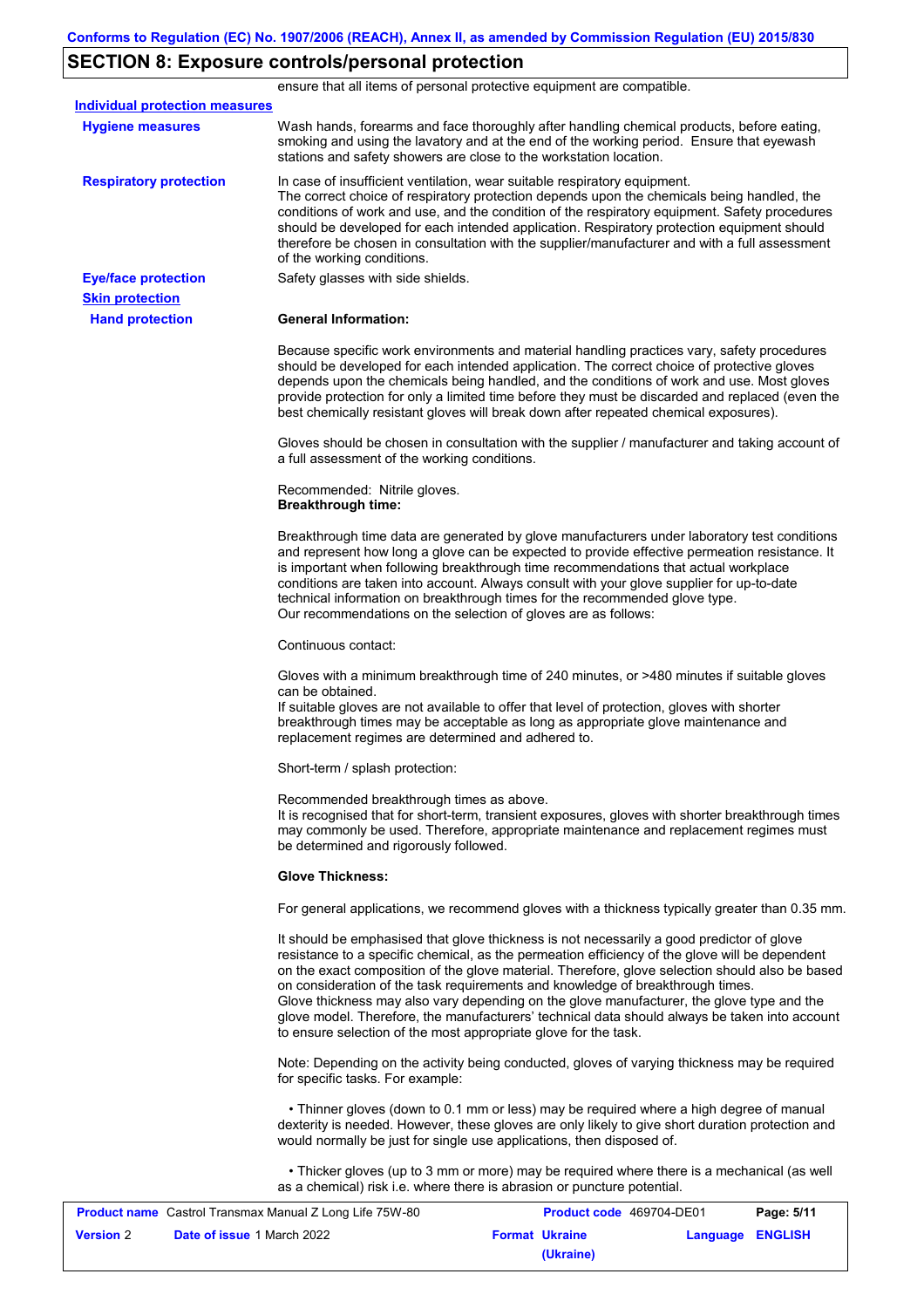## SECTION 8: Exposure controls/personal protection

ensure that all items of personal protective equipment are compatible.

**Individual protection measures**

**Hygiene measures**

Wash hands, forearms and face thoroughly after handling chemical products, before eating, smoking and using the lavatory and at the end of the working period. Ensure that eyewash stations and safety showers are close to the workstation location.

**Respiratory protection**

In case of insufficient ventilation, wear suitable respiratory equipment.
The correct choice of respiratory protection depends upon the chemicals being handled, the conditions of work and use, and the condition of the respiratory equipment. Safety procedures should be developed for each intended application. Respiratory protection equipment should therefore be chosen in consultation with the supplier/manufacturer and with a full assessment of the working conditions.

**Eye/face protection**

Safety glasses with side shields.

**Skin protection**

**Hand protection**

**General Information:**

Because specific work environments and material handling practices vary, safety procedures should be developed for each intended application. The correct choice of protective gloves depends upon the chemicals being handled, and the conditions of work and use. Most gloves provide protection for only a limited time before they must be discarded and replaced (even the best chemically resistant gloves will break down after repeated chemical exposures).

Gloves should be chosen in consultation with the supplier / manufacturer and taking account of a full assessment of the working conditions.

Recommended: Nitrile gloves.
**Breakthrough time:**

Breakthrough time data are generated by glove manufacturers under laboratory test conditions and represent how long a glove can be expected to provide effective permeation resistance. It is important when following breakthrough time recommendations that actual workplace conditions are taken into account. Always consult with your glove supplier for up-to-date technical information on breakthrough times for the recommended glove type.
Our recommendations on the selection of gloves are as follows:

Continuous contact:

Gloves with a minimum breakthrough time of 240 minutes, or >480 minutes if suitable gloves can be obtained.
If suitable gloves are not available to offer that level of protection, gloves with shorter breakthrough times may be acceptable as long as appropriate glove maintenance and replacement regimes are determined and adhered to.

Short-term / splash protection:

Recommended breakthrough times as above.
It is recognised that for short-term, transient exposures, gloves with shorter breakthrough times may commonly be used. Therefore, appropriate maintenance and replacement regimes must be determined and rigorously followed.

**Glove Thickness:**

For general applications, we recommend gloves with a thickness typically greater than 0.35 mm.

It should be emphasised that glove thickness is not necessarily a good predictor of glove resistance to a specific chemical, as the permeation efficiency of the glove will be dependent on the exact composition of the glove material. Therefore, glove selection should also be based on consideration of the task requirements and knowledge of breakthrough times.
Glove thickness may also vary depending on the glove manufacturer, the glove type and the glove model. Therefore, the manufacturers' technical data should always be taken into account to ensure selection of the most appropriate glove for the task.

Note: Depending on the activity being conducted, gloves of varying thickness may be required for specific tasks. For example:

- Thinner gloves (down to 0.1 mm or less) may be required where a high degree of manual dexterity is needed. However, these gloves are only likely to give short duration protection and would normally be just for single use applications, then disposed of.

- Thicker gloves (up to 3 mm or more) may be required where there is a mechanical (as well as a chemical) risk i.e. where there is abrasion or puncture potential.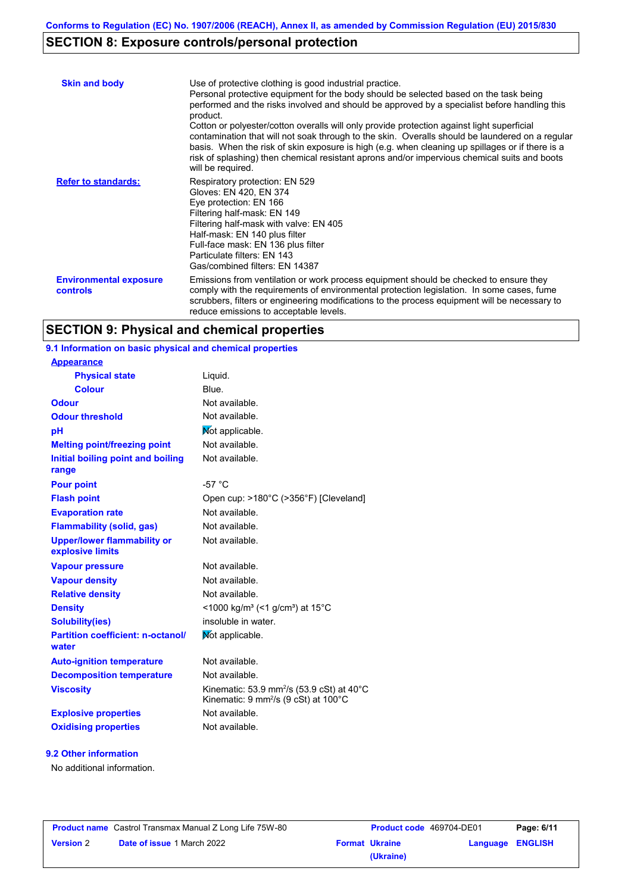Conforms to Regulation (EC) No. 1907/2006 (REACH), Annex II, as amended by Commission Regulation (EU) 2015/830

## SECTION 8: Exposure controls/personal protection

| | |
|---|---|
| **Skin and body** | Use of protective clothing is good industrial practice. Personal protective equipment for the body should be selected based on the task being performed and the risks involved and should be approved by a specialist before handling this product. Cotton or polyester/cotton overalls will only provide protection against light superficial contamination that will not soak through to the skin. Overalls should be laundered on a regular basis. When the risk of skin exposure is high (e.g. when cleaning up spillages or if there is a risk of splashing) then chemical resistant aprons and/or impervious chemical suits and boots will be required. |
| **Refer to standards:** | Respiratory protection: EN 529<br>Gloves: EN 420, EN 374<br>Eye protection: EN 166<br>Filtering half-mask: EN 149<br>Filtering half-mask with valve: EN 405<br>Half-mask: EN 140 plus filter<br>Full-face mask: EN 136 plus filter<br>Particulate filters: EN 143<br>Gas/combined filters: EN 14387 |
| **Environmental exposure controls** | Emissions from ventilation or work process equipment should be checked to ensure they comply with the requirements of environmental protection legislation. In some cases, fume scrubbers, filters or engineering modifications to the process equipment will be necessary to reduce emissions to acceptable levels. |

## SECTION 9: Physical and chemical properties

### 9.1 Information on basic physical and chemical properties

| | |
|---|---|
| **Appearance** | |
| **Physical state** | Liquid. |
| **Colour** | Blue. |
| **Odour** | Not available. |
| **Odour threshold** | Not available. |
| **pH** | Not applicable. |
| **Melting point/freezing point** | Not available. |
| **Initial boiling point and boiling range** | Not available. |
| **Pour point** | -57 °C |
| **Flash point** | Open cup: >180°C (>356°F) [Cleveland] |
| **Evaporation rate** | Not available. |
| **Flammability (solid, gas)** | Not available. |
| **Upper/lower flammability or explosive limits** | Not available. |
| **Vapour pressure** | Not available. |
| **Vapour density** | Not available. |
| **Relative density** | Not available. |
| **Density** | <1000 kg/m³ (<1 g/cm³) at 15°C |
| **Solubility(ies)** | insoluble in water. |
| **Partition coefficient: n-octanol/water** | Not applicable. |
| **Auto-ignition temperature** | Not available. |
| **Decomposition temperature** | Not available. |
| **Viscosity** | Kinematic: 53.9 mm²/s (53.9 cSt) at 40°C<br>Kinematic: 9 mm²/s (9 cSt) at 100°C |
| **Explosive properties** | Not available. |
| **Oxidising properties** | Not available. |

### 9.2 Other information

No additional information.

| | | | |
|---|---|---|---|
| **Product name** Castrol Transmax Manual Z Long Life 75W-80 | | **Product code** 469704-DE01 | **Page: 6/11** |
| **Version** 2 | **Date of issue** 1 March 2022 | **Format Ukraine (Ukraine)** | **Language ENGLISH** |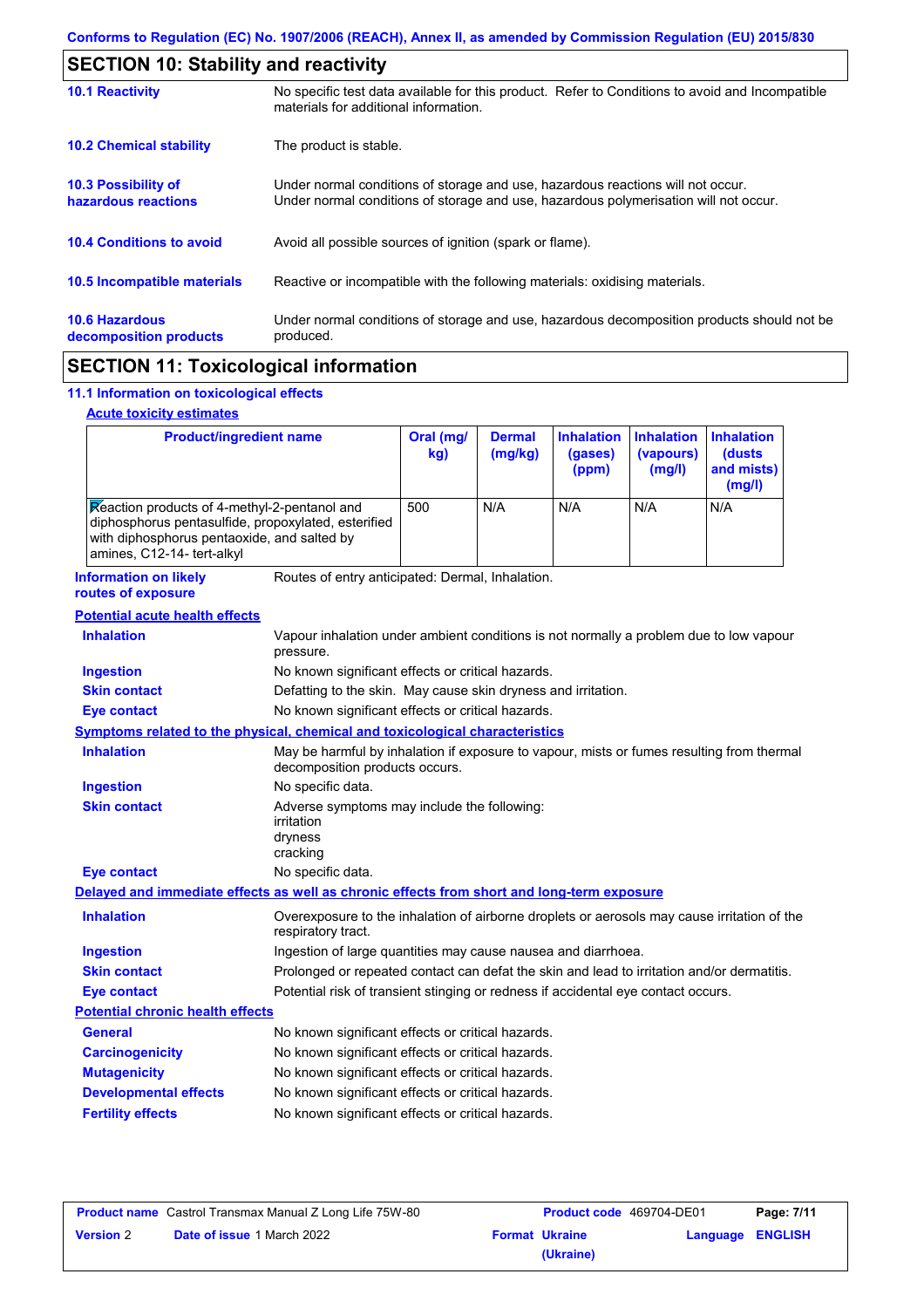## SECTION 10: Stability and reactivity

**10.1 Reactivity**
No specific test data available for this product. Refer to Conditions to avoid and Incompatible materials for additional information.

**10.2 Chemical stability**
The product is stable.

**10.3 Possibility of hazardous reactions**
Under normal conditions of storage and use, hazardous reactions will not occur.
Under normal conditions of storage and use, hazardous polymerisation will not occur.

**10.4 Conditions to avoid**
Avoid all possible sources of ignition (spark or flame).

**10.5 Incompatible materials**
Reactive or incompatible with the following materials: oxidising materials.

**10.6 Hazardous decomposition products**
Under normal conditions of storage and use, hazardous decomposition products should not be produced.

## SECTION 11: Toxicological information

### 11.1 Information on toxicological effects

**Acute toxicity estimates**

| Product/ingredient name | Oral (mg/kg) | Dermal (mg/kg) | Inhalation (gases) (ppm) | Inhalation (vapours) (mg/l) | Inhalation (dusts and mists) (mg/l) |
|---|---|---|---|---|---|
| Reaction products of 4-methyl-2-pentanol and diphosphorus pentasulfide, propoxylated, esterified with diphosphorus pentaoxide, and salted by amines, C12-14- tert-alkyl | 500 | N/A | N/A | N/A | N/A |

**Information on likely routes of exposure**
Routes of entry anticipated: Dermal, Inhalation.

**Potential acute health effects**

**Inhalation**: Vapour inhalation under ambient conditions is not normally a problem due to low vapour pressure.
**Ingestion**: No known significant effects or critical hazards.
**Skin contact**: Defatting to the skin. May cause skin dryness and irritation.
**Eye contact**: No known significant effects or critical hazards.

**Symptoms related to the physical, chemical and toxicological characteristics**

**Inhalation**: May be harmful by inhalation if exposure to vapour, mists or fumes resulting from thermal decomposition products occurs.
**Ingestion**: No specific data.
**Skin contact**: Adverse symptoms may include the following:
irritation
dryness
cracking
**Eye contact**: No specific data.

**Delayed and immediate effects as well as chronic effects from short and long-term exposure**

**Inhalation**: Overexposure to the inhalation of airborne droplets or aerosols may cause irritation of the respiratory tract.
**Ingestion**: Ingestion of large quantities may cause nausea and diarrhoea.
**Skin contact**: Prolonged or repeated contact can defat the skin and lead to irritation and/or dermatitis.
**Eye contact**: Potential risk of transient stinging or redness if accidental eye contact occurs.

**Potential chronic health effects**

**General**: No known significant effects or critical hazards.
**Carcinogenicity**: No known significant effects or critical hazards.
**Mutagenicity**: No known significant effects or critical hazards.
**Developmental effects**: No known significant effects or critical hazards.
**Fertility effects**: No known significant effects or critical hazards.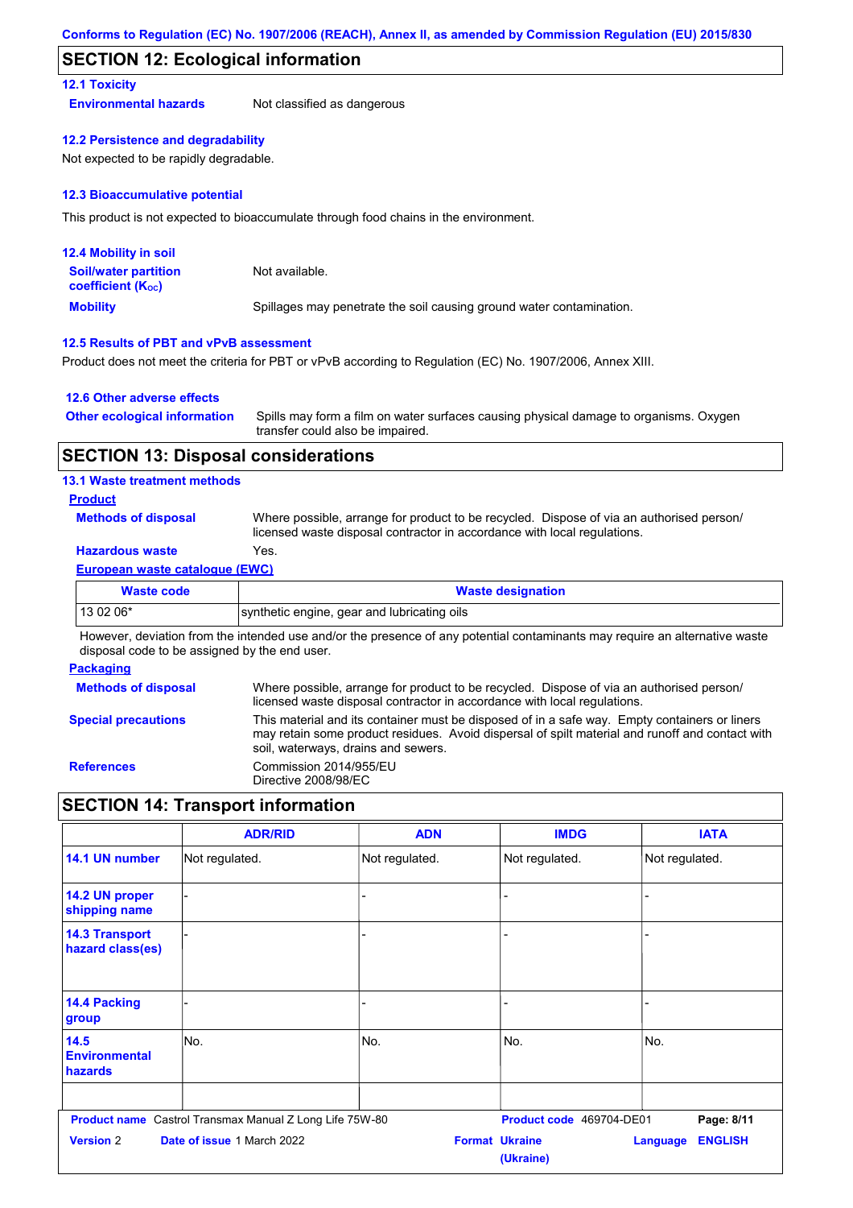## SECTION 12: Ecological information

### 12.1 Toxicity

**Environmental hazards** Not classified as dangerous

### 12.2 Persistence and degradability

Not expected to be rapidly degradable.

### 12.3 Bioaccumulative potential

This product is not expected to bioaccumulate through food chains in the environment.

### 12.4 Mobility in soil

**Soil/water partition coefficient ($K_{OC}$)** Not available.

**Mobility** Spillages may penetrate the soil causing ground water contamination.

### 12.5 Results of PBT and vPvB assessment

Product does not meet the criteria for PBT or vPvB according to Regulation (EC) No. 1907/2006, Annex XIII.

### 12.6 Other adverse effects

**Other ecological information** Spills may form a film on water surfaces causing physical damage to organisms. Oxygen transfer could also be impaired.

## SECTION 13: Disposal considerations

### 13.1 Waste treatment methods

**Product**

**Methods of disposal** Where possible, arrange for product to be recycled. Dispose of via an authorised person/ licensed waste disposal contractor in accordance with local regulations.

**Hazardous waste** Yes.

**European waste catalogue (EWC)**

| Waste code | Waste designation |
|---|---|
| 13 02 06* | synthetic engine, gear and lubricating oils |

However, deviation from the intended use and/or the presence of any potential contaminants may require an alternative waste disposal code to be assigned by the end user.

**Packaging**

**Methods of disposal** Where possible, arrange for product to be recycled. Dispose of via an authorised person/ licensed waste disposal contractor in accordance with local regulations.

**Special precautions** This material and its container must be disposed of in a safe way. Empty containers or liners may retain some product residues. Avoid dispersal of spilt material and runoff and contact with soil, waterways, drains and sewers.

**References** Commission 2014/955/EU
Directive 2008/98/EC

## SECTION 14: Transport information

| | ADR/RID | ADN | IMDG | IATA |
|---|---|---|---|---|
| **14.1 UN number** | Not regulated. | Not regulated. | Not regulated. | Not regulated. |
| **14.2 UN proper shipping name** | - | - | - | - |
| **14.3 Transport hazard class(es)** | - | - | - | - |
| **14.4 Packing group** | - | - | - | - |
| **14.5 Environmental hazards** | No. | No. | No. | No. |
| | | | | |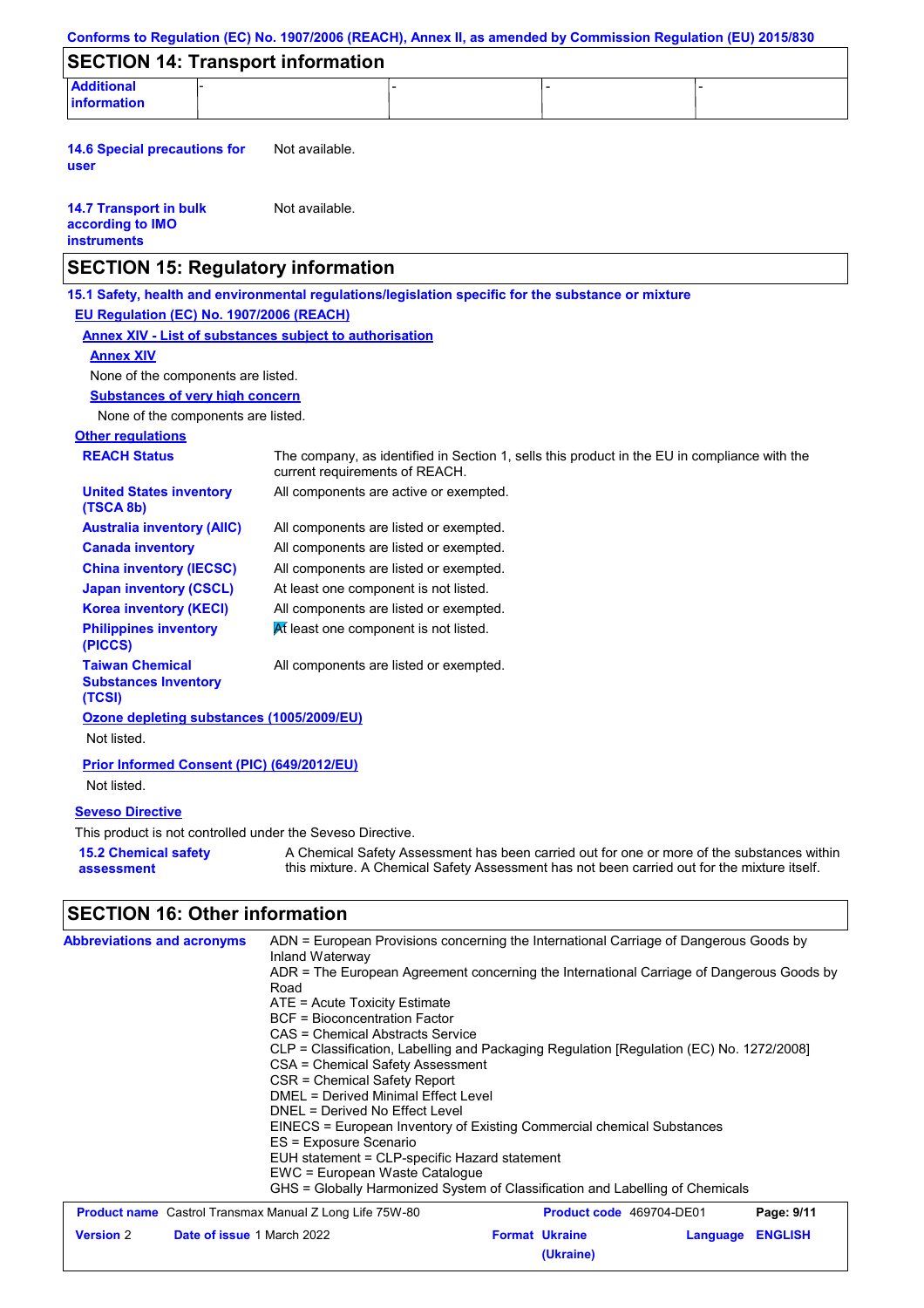## SECTION 14: Transport information

| Additional information | - | - | - | - |
| --- | --- | --- | --- | --- |

**14.6 Special precautions for user** Not available.

**14.7 Transport in bulk according to IMO instruments** Not available.

## SECTION 15: Regulatory information

**15.1 Safety, health and environmental regulations/legislation specific for the substance or mixture**

**EU Regulation (EC) No. 1907/2006 (REACH)**

**Annex XIV - List of substances subject to authorisation**

**Annex XIV**

None of the components are listed.

**Substances of very high concern**

None of the components are listed.

**Other regulations**

| | |
| --- | --- |
| **REACH Status** | The company, as identified in Section 1, sells this product in the EU in compliance with the current requirements of REACH. |
| **United States inventory (TSCA 8b)** | All components are active or exempted. |
| **Australia inventory (AIIC)** | All components are listed or exempted. |
| **Canada inventory** | All components are listed or exempted. |
| **China inventory (IECSC)** | All components are listed or exempted. |
| **Japan inventory (CSCL)** | At least one component is not listed. |
| **Korea inventory (KECI)** | All components are listed or exempted. |
| **Philippines inventory (PICCS)** | At least one component is not listed. |
| **Taiwan Chemical Substances Inventory (TCSI)** | All components are listed or exempted. |

**Ozone depleting substances (1005/2009/EU)**

Not listed.

**Prior Informed Consent (PIC) (649/2012/EU)**

Not listed.

**Seveso Directive**

This product is not controlled under the Seveso Directive.

**15.2 Chemical safety assessment** A Chemical Safety Assessment has been carried out for one or more of the substances within this mixture. A Chemical Safety Assessment has not been carried out for the mixture itself.

## SECTION 16: Other information

**Abbreviations and acronyms**

ADN = European Provisions concerning the International Carriage of Dangerous Goods by Inland Waterway
ADR = The European Agreement concerning the International Carriage of Dangerous Goods by Road
ATE = Acute Toxicity Estimate
BCF = Bioconcentration Factor
CAS = Chemical Abstracts Service
CLP = Classification, Labelling and Packaging Regulation [Regulation (EC) No. 1272/2008]
CSA = Chemical Safety Assessment
CSR = Chemical Safety Report
DMEL = Derived Minimal Effect Level
DNEL = Derived No Effect Level
EINECS = European Inventory of Existing Commercial chemical Substances
ES = Exposure Scenario
EUH statement = CLP-specific Hazard statement
EWC = European Waste Catalogue
GHS = Globally Harmonized System of Classification and Labelling of Chemicals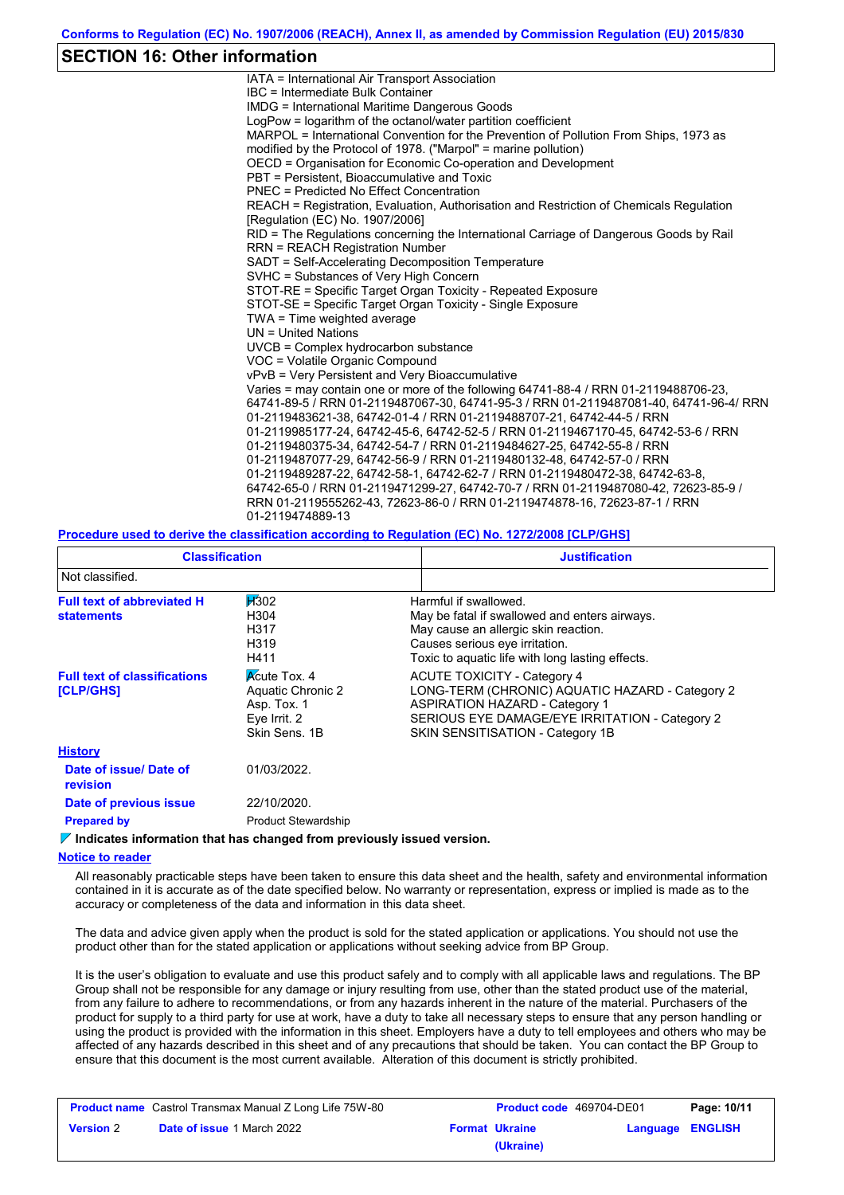## SECTION 16: Other information

IATA = International Air Transport Association
IBC = Intermediate Bulk Container
IMDG = International Maritime Dangerous Goods
LogPow = logarithm of the octanol/water partition coefficient
MARPOL = International Convention for the Prevention of Pollution From Ships, 1973 as modified by the Protocol of 1978. ("Marpol" = marine pollution)
OECD = Organisation for Economic Co-operation and Development
PBT = Persistent, Bioaccumulative and Toxic
PNEC = Predicted No Effect Concentration
REACH = Registration, Evaluation, Authorisation and Restriction of Chemicals Regulation [Regulation (EC) No. 1907/2006]
RID = The Regulations concerning the International Carriage of Dangerous Goods by Rail
RRN = REACH Registration Number
SADT = Self-Accelerating Decomposition Temperature
SVHC = Substances of Very High Concern
STOT-RE = Specific Target Organ Toxicity - Repeated Exposure
STOT-SE = Specific Target Organ Toxicity - Single Exposure
TWA = Time weighted average
UN = United Nations
UVCB = Complex hydrocarbon substance
VOC = Volatile Organic Compound
vPvB = Very Persistent and Very Bioaccumulative
Varies = may contain one or more of the following 64741-88-4 / RRN 01-2119488706-23, 64741-89-5 / RRN 01-2119487067-30, 64741-95-3 / RRN 01-2119487081-40, 64741-96-4/ RRN 01-2119483621-38, 64742-01-4 / RRN 01-2119488707-21, 64742-44-5 / RRN 01-2119985177-24, 64742-45-6, 64742-52-5 / RRN 01-2119467170-45, 64742-53-6 / RRN 01-2119480375-34, 64742-54-7 / RRN 01-2119484627-25, 64742-55-8 / RRN 01-2119487077-29, 64742-56-9 / RRN 01-2119480132-48, 64742-57-0 / RRN 01-2119489287-22, 64742-58-1, 64742-62-7 / RRN 01-2119480472-38, 64742-63-8, 64742-65-0 / RRN 01-2119471299-27, 64742-70-7 / RRN 01-2119487080-42, 72623-85-9 / RRN 01-2119555262-43, 72623-86-0 / RRN 01-2119474878-16, 72623-87-1 / RRN 01-2119474889-13

**Procedure used to derive the classification according to Regulation (EC) No. 1272/2008 [CLP/GHS]**

| Classification | Justification |
|---|---|
| Not classified. | |

**Full text of abbreviated H statements**

| | |
|---|---|
| H302 | Harmful if swallowed. |
| H304 | May be fatal if swallowed and enters airways. |
| H317 | May cause an allergic skin reaction. |
| H319 | Causes serious eye irritation. |
| H411 | Toxic to aquatic life with long lasting effects. |

**Full text of classifications [CLP/GHS]**

| | |
|---|---|
| Acute Tox. 4 | ACUTE TOXICITY - Category 4 |
| Aquatic Chronic 2 | LONG-TERM (CHRONIC) AQUATIC HAZARD - Category 2 |
| Asp. Tox. 1 | ASPIRATION HAZARD - Category 1 |
| Eye Irrit. 2 | SERIOUS EYE DAMAGE/EYE IRRITATION - Category 2 |
| Skin Sens. 1B | SKIN SENSITISATION - Category 1B |

**History**

**Date of issue/ Date of revision:** 01/03/2022.

**Date of previous issue:** 22/10/2020.

**Prepared by:** Product Stewardship

**Indicates information that has changed from previously issued version.**

**Notice to reader**

All reasonably practicable steps have been taken to ensure this data sheet and the health, safety and environmental information contained in it is accurate as of the date specified below. No warranty or representation, express or implied is made as to the accuracy or completeness of the data and information in this data sheet.

The data and advice given apply when the product is sold for the stated application or applications. You should not use the product other than for the stated application or applications without seeking advice from BP Group.

It is the user's obligation to evaluate and use this product safely and to comply with all applicable laws and regulations. The BP Group shall not be responsible for any damage or injury resulting from use, other than the stated product use of the material, from any failure to adhere to recommendations, or from any hazards inherent in the nature of the material. Purchasers of the product for supply to a third party for use at work, have a duty to take all necessary steps to ensure that any person handling or using the product is provided with the information in this sheet. Employers have a duty to tell employees and others who may be affected of any hazards described in this sheet and of any precautions that should be taken. You can contact the BP Group to ensure that this document is the most current available. Alteration of this document is strictly prohibited.